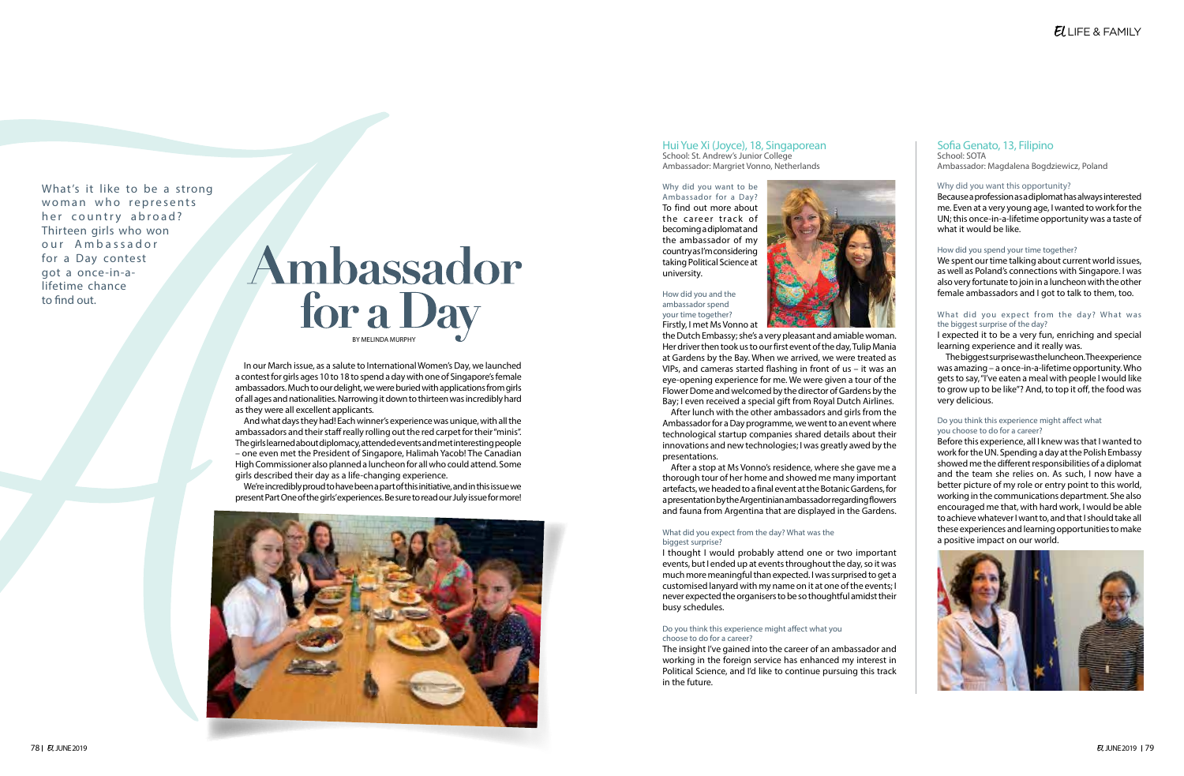What's it like to be a strong woman who represents her country abroad? Thirteen girls who won our Ambassador for a Day contest got a once-in-a-lifetime chance to find out.

# Ambassador for a Day

BY MELINDA MURPHY

In our March issue, as a salute to International Women's Day, we launched a contest for girls ages 10 to 18 to spend a day with one of Singapore's female ambassadors. Much to our delight, we were buried with applications from girls of all ages and nationalities. Narrowing it down to thirteen was incredibly hard as they were all excellent applicants.

And what days they had! Each winner's experience was unique, with all the ambassadors and their staff really rolling out the red carpet for their "minis". The girls learned about diplomacy, attended events and met interesting people – one even met the President of Singapore, Halimah Yacob! The Canadian High Commissioner also planned a luncheon for all who could attend. Some girls described their day as a life-changing experience.

We're incredibly proud to have been a part of this initiative, and in this issue we present Part One of the girls' experiences. Be sure to read our July issue for more!

## Hui Yue Xi (Joyce), 18, Singaporean

School: St. Andrew's Junior College
Ambassador: Margriet Vonno, Netherlands

**Why did you want to be Ambassador for a Day?**

To find out more about the career track of becoming a diplomat and the ambassador of my country as I'm considering taking Political Science at university.

**How did you and the ambassador spend your time together?**

Firstly, I met Ms Vonno at the Dutch Embassy; she's a very pleasant and amiable woman. Her driver then took us to our first event of the day, Tulip Mania at Gardens by the Bay. When we arrived, we were treated as VIPs, and cameras started flashing in front of us – it was an eye-opening experience for me. We were given a tour of the Flower Dome and welcomed by the director of Gardens by the Bay; I even received a special gift from Royal Dutch Airlines.

After lunch with the other ambassadors and girls from the Ambassador for a Day programme, we went to an event where technological startup companies shared details about their innovations and new technologies; I was greatly awed by the presentations.

After a stop at Ms Vonno's residence, where she gave me a thorough tour of her home and showed me many important artefacts, we headed to a final event at the Botanic Gardens, for a presentation by the Argentinian ambassador regarding flowers and fauna from Argentina that are displayed in the Gardens.

**What did you expect from the day? What was the biggest surprise?**

I thought I would probably attend one or two important events, but I ended up at events throughout the day, so it was much more meaningful than expected. I was surprised to get a customised lanyard with my name on it at one of the events; I never expected the organisers to be so thoughtful amidst their busy schedules.

**Do you think this experience might affect what you choose to do for a career?**

The insight I've gained into the career of an ambassador and working in the foreign service has enhanced my interest in Political Science, and I'd like to continue pursuing this track in the future.

## Sofia Genato, 13, Filipino

School: SOTA
Ambassador: Magdalena Bogdziewicz, Poland

**Why did you want this opportunity?**

Because a profession as a diplomat has always interested me. Even at a very young age, I wanted to work for the UN; this once-in-a-lifetime opportunity was a taste of what it would be like.

**How did you spend your time together?**

We spent our time talking about current world issues, as well as Poland's connections with Singapore. I was also very fortunate to join in a luncheon with the other female ambassadors and I got to talk to them, too.

**What did you expect from the day? What was the biggest surprise of the day?**

I expected it to be a very fun, enriching and special learning experience and it really was.

The biggest surprise was the luncheon. The experience was amazing – a once-in-a-lifetime opportunity. Who gets to say, "I've eaten a meal with people I would like to grow up to be like"? And, to top it off, the food was very delicious.

**Do you think this experience might affect what you choose to do for a career?**

Before this experience, all I knew was that I wanted to work for the UN. Spending a day at the Polish Embassy showed me the different responsibilities of a diplomat and the team she relies on. As such, I now have a better picture of my role or entry point to this world, working in the communications department. She also encouraged me that, with hard work, I would be able to achieve whatever I want to, and that I should take all these experiences and learning opportunities to make a positive impact on our world.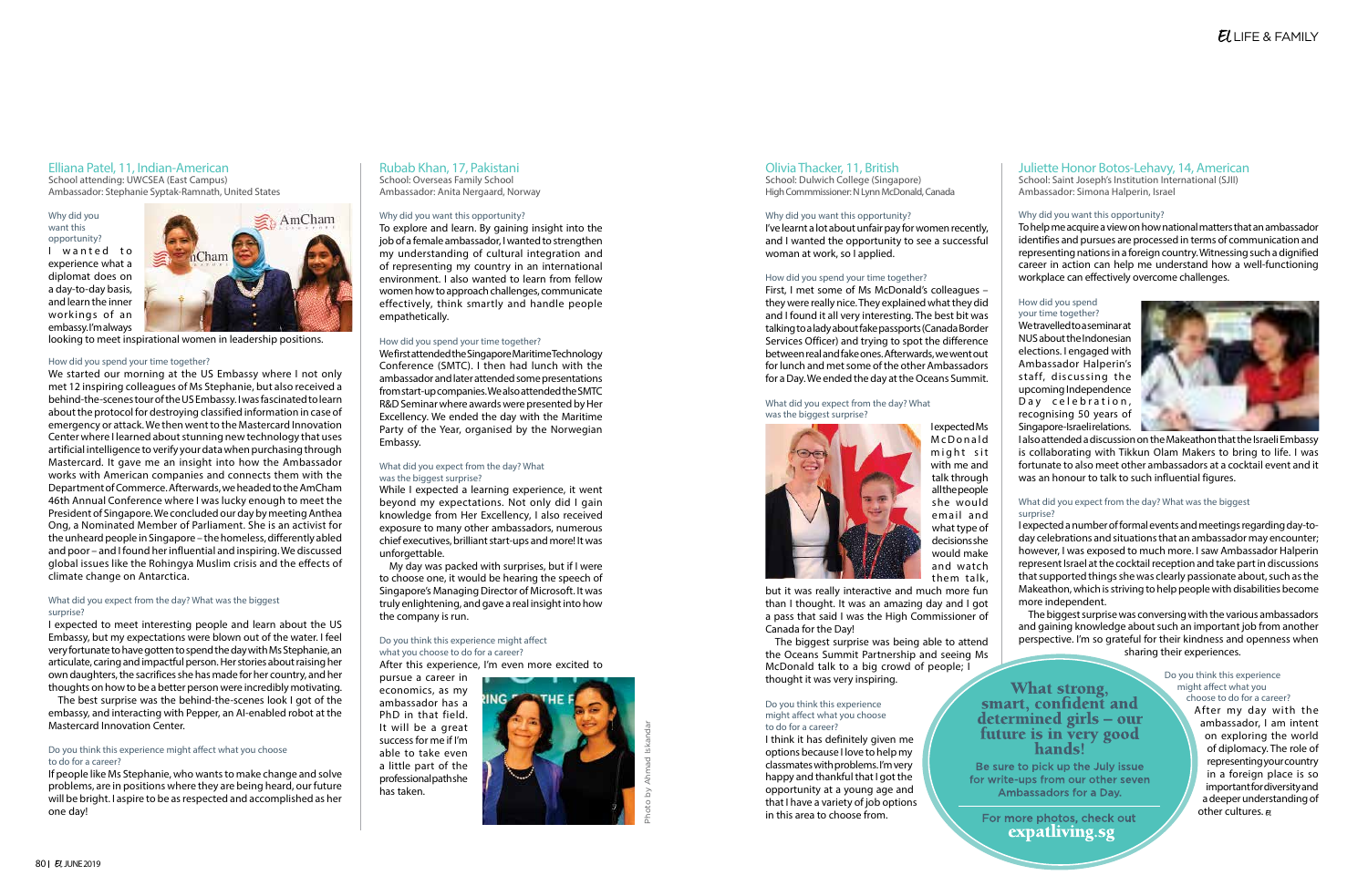## Elliana Patel, 11, Indian-American

School attending: UWCSEA (East Campus)
Ambassador: Stephanie Syptak-Ramnath, United States

### Why did you want this opportunity?

I wanted to experience what a diplomat does on a day-to-day basis, and learn the inner workings of an embassy. I'm always looking to meet inspirational women in leadership positions.

### How did you spend your time together?

We started our morning at the US Embassy where I not only met 12 inspiring colleagues of Ms Stephanie, but also received a behind-the-scenes tour of the US Embassy. I was fascinated to learn about the protocol for destroying classified information in case of emergency or attack. We then went to the Mastercard Innovation Center where I learned about stunning new technology that uses artificial intelligence to verify your data when purchasing through Mastercard. It gave me an insight into how the Ambassador works with American companies and connects them with the Department of Commerce. Afterwards, we headed to the AmCham 46th Annual Conference where I was lucky enough to meet the President of Singapore. We concluded our day by meeting Anthea Ong, a Nominated Member of Parliament. She is an activist for the unheard people in Singapore – the homeless, differently abled and poor – and I found her influential and inspiring. We discussed global issues like the Rohingya Muslim crisis and the effects of climate change on Antarctica.

### What did you expect from the day? What was the biggest surprise?

I expected to meet interesting people and learn about the US Embassy, but my expectations were blown out of the water. I feel very fortunate to have gotten to spend the day with Ms Stephanie, an articulate, caring and impactful person. Her stories about raising her own daughters, the sacrifices she has made for her country, and her thoughts on how to be a better person were incredibly motivating.

The best surprise was the behind-the-scenes look I got of the embassy, and interacting with Pepper, an AI-enabled robot at the Mastercard Innovation Center.

### Do you think this experience might affect what you choose to do for a career?

If people like Ms Stephanie, who wants to make change and solve problems, are in positions where they are being heard, our future will be bright. I aspire to be as respected and accomplished as her one day!

## Rubab Khan, 17, Pakistani

School: Overseas Family School
Ambassador: Anita Nergaard, Norway

### Why did you want this opportunity?

To explore and learn. By gaining insight into the job of a female ambassador, I wanted to strengthen my understanding of cultural integration and of representing my country in an international environment. I also wanted to learn from fellow women how to approach challenges, communicate effectively, think smartly and handle people empathetically.

### How did you spend your time together?

We first attended the Singapore Maritime Technology Conference (SMTC). I then had lunch with the ambassador and later attended some presentations from start-up companies. We also attended the SMTC R&D Seminar where awards were presented by Her Excellency. We ended the day with the Maritime Party of the Year, organised by the Norwegian Embassy.

### What did you expect from the day? What was the biggest surprise?

While I expected a learning experience, it went beyond my expectations. Not only did I gain knowledge from Her Excellency, I also received exposure to many other ambassadors, numerous chief executives, brilliant start-ups and more! It was unforgettable.

My day was packed with surprises, but if I were to choose one, it would be hearing the speech of Singapore's Managing Director of Microsoft. It was truly enlightening, and gave a real insight into how the company is run.

### Do you think this experience might affect what you choose to do for a career?

After this experience, I'm even more excited to pursue a career in economics, as my ambassador has a PhD in that field. It will be a great success for me if I'm able to take even a little part of the professional path she has taken.

Photo by Ahmad Iskandar

## Olivia Thacker, 11, British

School: Dulwich College (Singapore)
High Commmissioner: N Lynn McDonald, Canada

### Why did you want this opportunity?

I've learnt a lot about unfair pay for women recently, and I wanted the opportunity to see a successful woman at work, so I applied.

### How did you spend your time together?

First, I met some of Ms McDonald's colleagues – they were really nice. They explained what they did and I found it all very interesting. The best bit was talking to a lady about fake passports (Canada Border Services Officer) and trying to spot the difference between real and fake ones. Afterwards, we went out for lunch and met some of the other Ambassadors for a Day. We ended the day at the Oceans Summit.

### What did you expect from the day? What was the biggest surprise?

I expected Ms McDonald might sit with me and talk through all the people she would email and what type of decisions she would make and watch them talk, but it was really interactive and much more fun than I thought. It was an amazing day and I got a pass that said I was the High Commissioner of Canada for the Day!

The biggest surprise was being able to attend the Oceans Summit Partnership and seeing Ms McDonald talk to a big crowd of people; I thought it was very inspiring.

### Do you think this experience might affect what you choose to do for a career?

I think it has definitely given me options because I love to help my classmates with problems. I'm very happy and thankful that I got the opportunity at a young age and that I have a variety of job options in this area to choose from.

## Juliette Honor Botos-Lehavy, 14, American

School: Saint Joseph's Institution International (SJII)
Ambassador: Simona Halperin, Israel

### Why did you want this opportunity?

To help me acquire a view on how national matters that an ambassador identifies and pursues are processed in terms of communication and representing nations in a foreign country. Witnessing such a dignified career in action can help me understand how a well-functioning workplace can effectively overcome challenges.

### How did you spend your time together?

We travelled to a seminar at NUS about the Indonesian elections. I engaged with Ambassador Halperin's staff, discussing the upcoming Independence Day celebration, recognising 50 years of Singapore-Israeli relations. I also attended a discussion on the Makeathon that the Israeli Embassy is collaborating with Tikkun Olam Makers to bring to life. I was fortunate to also meet other ambassadors at a cocktail event and it was an honour to talk to such influential figures.

### What did you expect from the day? What was the biggest surprise?

I expected a number of formal events and meetings regarding day-to-day celebrations and situations that an ambassador may encounter; however, I was exposed to much more. I saw Ambassador Halperin represent Israel at the cocktail reception and take part in discussions that supported things she was clearly passionate about, such as the Makeathon, which is striving to help people with disabilities become more independent.

The biggest surprise was conversing with the various ambassadors and gaining knowledge about such an important job from another perspective. I'm so grateful for their kindness and openness when sharing their experiences.

### Do you think this experience might affect what you choose to do for a career?

After my day with the ambassador, I am intent on exploring the world of diplomacy. The role of representing your country in a foreign place is so important for diversity and a deeper understanding of other cultures.

**What strong, smart, confident and determined girls – our future is in very good hands!**

Be sure to pick up the July issue for write-ups from our other seven Ambassadors for a Day.

For more photos, check out **expatliving.sg**